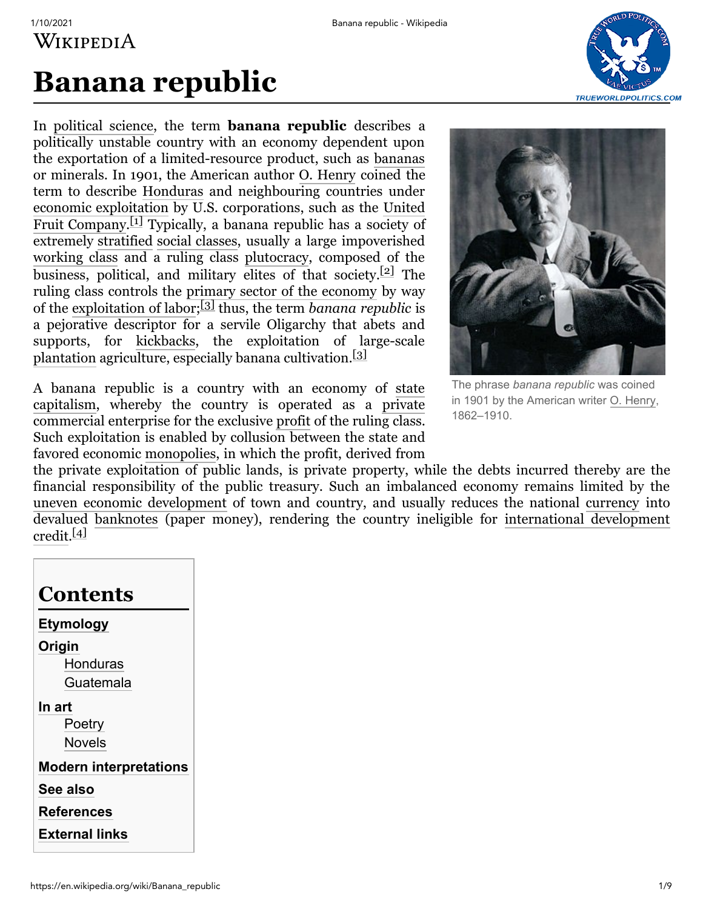# Banana republic

In political science, the term **banana republic** describes a politically unstable country with an economy dependent upon the exportation of a limited-resource product, such as bananas or minerals. In 1901, the American author O. Henry coined the term to describe Honduras and neighbouring countries under economic exploitation by U.S. corporations, such as the United Fruit Company.[1] Typically, a banana republic has a society of extremely stratified social classes, usually a large impoverished working class and a ruling class plutocracy, composed of the business, political, and military elites of that society.[2] The ruling class controls the primary sector of the economy by way of the exploitation of labor;[3] thus, the term *banana republic* is a pejorative descriptor for a servile Oligarchy that abets and supports, for kickbacks, the exploitation of large-scale plantation agriculture, especially banana cultivation.[3]

The phrase *banana republic* was coined in 1901 by the American writer O. Henry, 1862–1910.

A banana republic is a country with an economy of state capitalism, whereby the country is operated as a private commercial enterprise for the exclusive profit of the ruling class. Such exploitation is enabled by collusion between the state and favored economic monopolies, in which the profit, derived from the private exploitation of public lands, is private property, while the debts incurred thereby are the financial responsibility of the public treasury. Such an imbalanced economy remains limited by the uneven economic development of town and country, and usually reduces the national currency into devalued banknotes (paper money), rendering the country ineligible for international development credit.[4]

## Contents

- **Etymology**
- **Origin**
  - Honduras
  - Guatemala
- **In art**
  - Poetry
  - Novels
- **Modern interpretations**
- **See also**
- **References**
- **External links**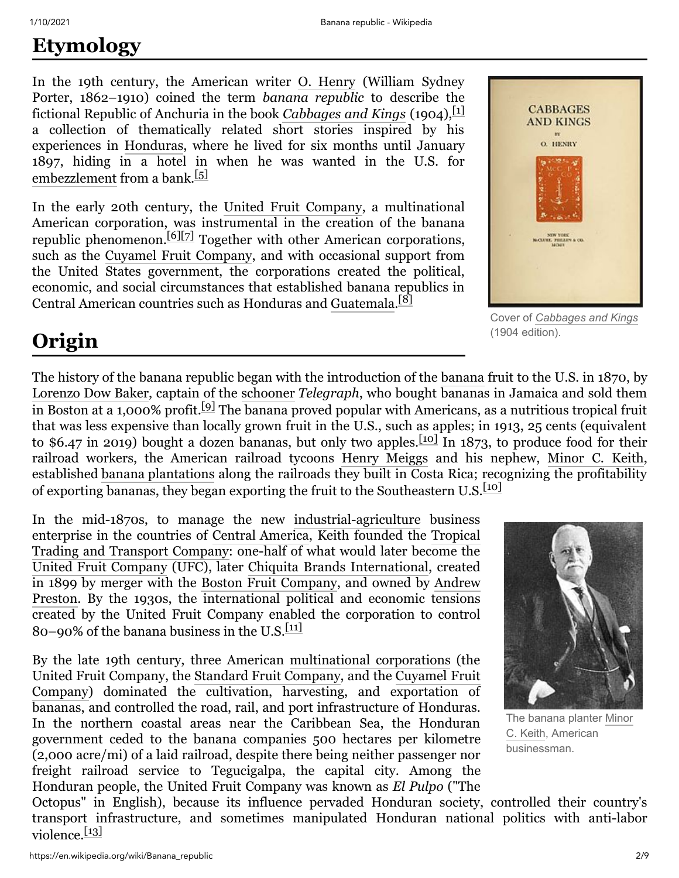## Etymology

In the 19th century, the American writer O. Henry (William Sydney Porter, 1862–1910) coined the term *banana republic* to describe the fictional Republic of Anchuria in the book *Cabbages and Kings* (1904),[1] a collection of thematically related short stories inspired by his experiences in Honduras, where he lived for six months until January 1897, hiding in a hotel in when he was wanted in the U.S. for embezzlement from a bank.[5]

In the early 20th century, the United Fruit Company, a multinational American corporation, was instrumental in the creation of the banana republic phenomenon.[6][7] Together with other American corporations, such as the Cuyamel Fruit Company, and with occasional support from the United States government, the corporations created the political, economic, and social circumstances that established banana republics in Central American countries such as Honduras and Guatemala.[8]

Cover of *Cabbages and Kings* (1904 edition).

## Origin

The history of the banana republic began with the introduction of the banana fruit to the U.S. in 1870, by Lorenzo Dow Baker, captain of the schooner *Telegraph*, who bought bananas in Jamaica and sold them in Boston at a 1,000% profit.[9] The banana proved popular with Americans, as a nutritious tropical fruit that was less expensive than locally grown fruit in the U.S., such as apples; in 1913, 25 cents (equivalent to $6.47 in 2019) bought a dozen bananas, but only two apples.[10] In 1873, to produce food for their railroad workers, the American railroad tycoons Henry Meiggs and his nephew, Minor C. Keith, established banana plantations along the railroads they built in Costa Rica; recognizing the profitability of exporting bananas, they began exporting the fruit to the Southeastern U.S.[10]

In the mid-1870s, to manage the new industrial-agriculture business enterprise in the countries of Central America, Keith founded the Tropical Trading and Transport Company: one-half of what would later become the United Fruit Company (UFC), later Chiquita Brands International, created in 1899 by merger with the Boston Fruit Company, and owned by Andrew Preston. By the 1930s, the international political and economic tensions created by the United Fruit Company enabled the corporation to control 80–90% of the banana business in the U.S.[11]

By the late 19th century, three American multinational corporations (the United Fruit Company, the Standard Fruit Company, and the Cuyamel Fruit Company) dominated the cultivation, harvesting, and exportation of bananas, and controlled the road, rail, and port infrastructure of Honduras. In the northern coastal areas near the Caribbean Sea, the Honduran government ceded to the banana companies 500 hectares per kilometre (2,000 acre/mi) of a laid railroad, despite there being neither passenger nor freight railroad service to Tegucigalpa, the capital city. Among the Honduran people, the United Fruit Company was known as *El Pulpo* ("The Octopus" in English), because its influence pervaded Honduran society, controlled their country's transport infrastructure, and sometimes manipulated Honduran national politics with anti-labor violence.[13]

The banana planter Minor C. Keith, American businessman.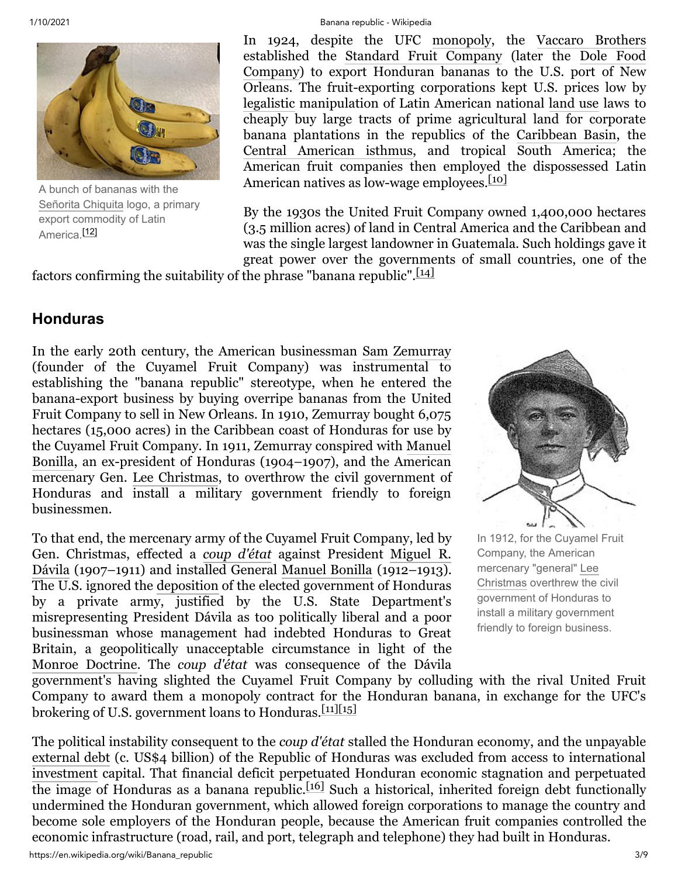A bunch of bananas with the Señorita Chiquita logo, a primary export commodity of Latin America.[12]

In 1924, despite the UFC monopoly, the Vaccaro Brothers established the Standard Fruit Company (later the Dole Food Company) to export Honduran bananas to the U.S. port of New Orleans. The fruit-exporting corporations kept U.S. prices low by legalistic manipulation of Latin American national land use laws to cheaply buy large tracts of prime agricultural land for corporate banana plantations in the republics of the Caribbean Basin, the Central American isthmus, and tropical South America; the American fruit companies then employed the dispossessed Latin American natives as low-wage employees.[10]

By the 1930s the United Fruit Company owned 1,400,000 hectares (3.5 million acres) of land in Central America and the Caribbean and was the single largest landowner in Guatemala. Such holdings gave it great power over the governments of small countries, one of the factors confirming the suitability of the phrase "banana republic".[14]

## Honduras

In the early 20th century, the American businessman Sam Zemurray (founder of the Cuyamel Fruit Company) was instrumental to establishing the "banana republic" stereotype, when he entered the banana-export business by buying overripe bananas from the United Fruit Company to sell in New Orleans. In 1910, Zemurray bought 6,075 hectares (15,000 acres) in the Caribbean coast of Honduras for use by the Cuyamel Fruit Company. In 1911, Zemurray conspired with Manuel Bonilla, an ex-president of Honduras (1904–1907), and the American mercenary Gen. Lee Christmas, to overthrow the civil government of Honduras and install a military government friendly to foreign businessmen.

In 1912, for the Cuyamel Fruit Company, the American mercenary "general" Lee Christmas overthrew the civil government of Honduras to install a military government friendly to foreign business.

To that end, the mercenary army of the Cuyamel Fruit Company, led by Gen. Christmas, effected a *coup d'état* against President Miguel R. Dávila (1907–1911) and installed General Manuel Bonilla (1912–1913). The U.S. ignored the deposition of the elected government of Honduras by a private army, justified by the U.S. State Department's misrepresenting President Dávila as too politically liberal and a poor businessman whose management had indebted Honduras to Great Britain, a geopolitically unacceptable circumstance in light of the Monroe Doctrine. The *coup d'état* was consequence of the Dávila government's having slighted the Cuyamel Fruit Company by colluding with the rival United Fruit Company to award them a monopoly contract for the Honduran banana, in exchange for the UFC's brokering of U.S. government loans to Honduras.[11][15]

The political instability consequent to the *coup d'état* stalled the Honduran economy, and the unpayable external debt (c. US$4 billion) of the Republic of Honduras was excluded from access to international investment capital. That financial deficit perpetuated Honduran economic stagnation and perpetuated the image of Honduras as a banana republic.[16] Such a historical, inherited foreign debt functionally undermined the Honduran government, which allowed foreign corporations to manage the country and become sole employers of the Honduran people, because the American fruit companies controlled the economic infrastructure (road, rail, and port, telegraph and telephone) they had built in Honduras.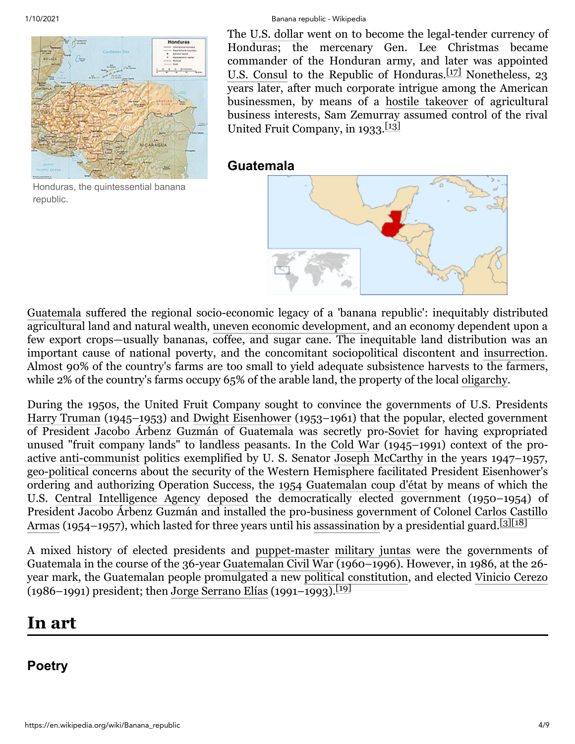Honduras, the quintessential banana republic.

The U.S. dollar went on to become the legal-tender currency of Honduras; the mercenary Gen. Lee Christmas became commander of the Honduran army, and later was appointed U.S. Consul to the Republic of Honduras.[17] Nonetheless, 23 years later, after much corporate intrigue among the American businessmen, by means of a hostile takeover of agricultural business interests, Sam Zemurray assumed control of the rival United Fruit Company, in 1933.[13]

### Guatemala

Guatemala suffered the regional socio-economic legacy of a 'banana republic': inequitably distributed agricultural land and natural wealth, uneven economic development, and an economy dependent upon a few export crops—usually bananas, coffee, and sugar cane. The inequitable land distribution was an important cause of national poverty, and the concomitant sociopolitical discontent and insurrection. Almost 90% of the country's farms are too small to yield adequate subsistence harvests to the farmers, while 2% of the country's farms occupy 65% of the arable land, the property of the local oligarchy.

During the 1950s, the United Fruit Company sought to convince the governments of U.S. Presidents Harry Truman (1945–1953) and Dwight Eisenhower (1953–1961) that the popular, elected government of President Jacobo Árbenz Guzmán of Guatemala was secretly pro-Soviet for having expropriated unused "fruit company lands" to landless peasants. In the Cold War (1945–1991) context of the pro-active anti-communist politics exemplified by U. S. Senator Joseph McCarthy in the years 1947–1957, geo-political concerns about the security of the Western Hemisphere facilitated President Eisenhower's ordering and authorizing Operation Success, the 1954 Guatemalan coup d'état by means of which the U.S. Central Intelligence Agency deposed the democratically elected government (1950–1954) of President Jacobo Árbenz Guzmán and installed the pro-business government of Colonel Carlos Castillo Armas (1954–1957), which lasted for three years until his assassination by a presidential guard.[3][18]

A mixed history of elected presidents and puppet-master military juntas were the governments of Guatemala in the course of the 36-year Guatemalan Civil War (1960–1996). However, in 1986, at the 26-year mark, the Guatemalan people promulgated a new political constitution, and elected Vinicio Cerezo (1986–1991) president; then Jorge Serrano Elías (1991–1993).[19]

## In art

### Poetry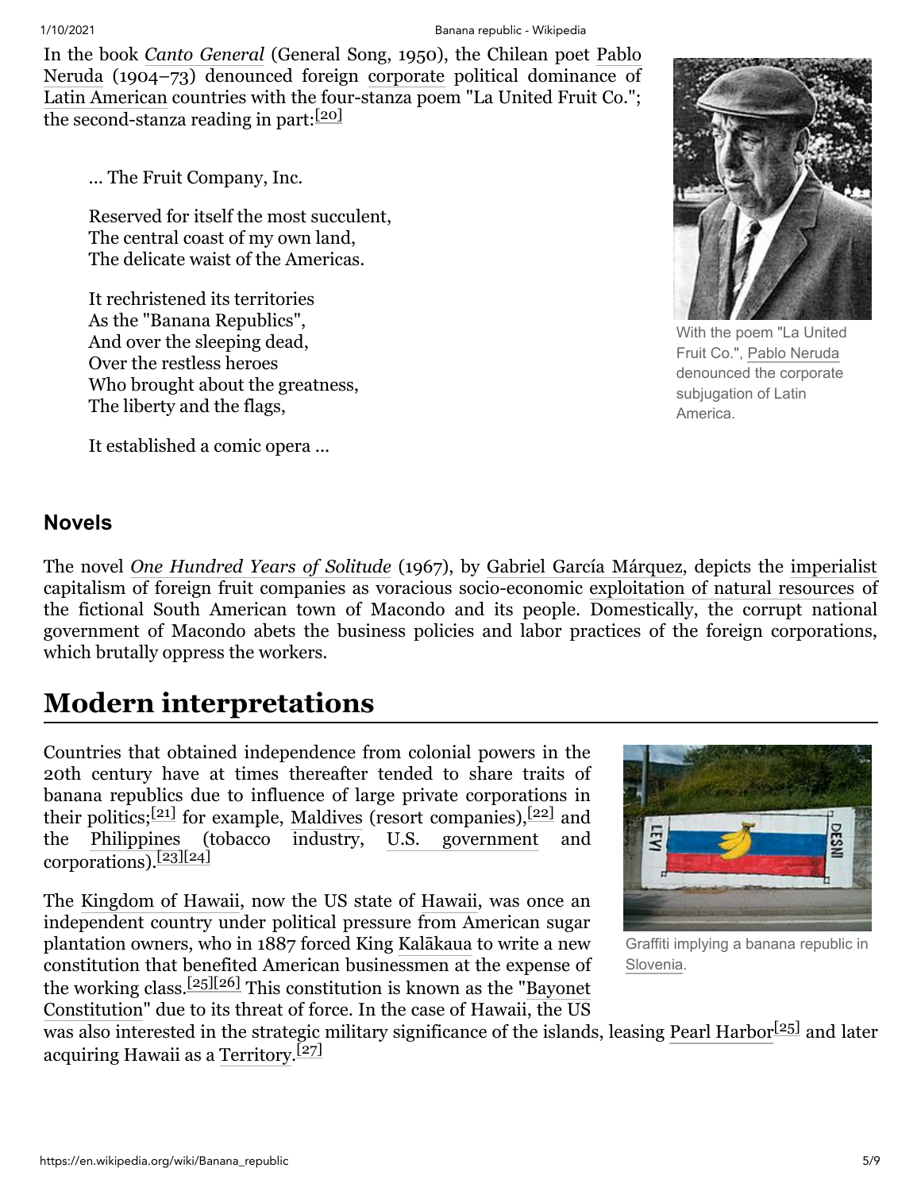In the book *Canto General* (General Song, 1950), the Chilean poet Pablo Neruda (1904–73) denounced foreign corporate political dominance of Latin American countries with the four-stanza poem "La United Fruit Co."; the second-stanza reading in part:[20]

> ... The Fruit Company, Inc.
>
> Reserved for itself the most succulent,
> The central coast of my own land,
> The delicate waist of the Americas.
>
> It rechristened its territories
> As the "Banana Republics",
> And over the sleeping dead,
> Over the restless heroes
> Who brought about the greatness,
> The liberty and the flags,
>
> It established a comic opera ...

With the poem "La United Fruit Co.", Pablo Neruda denounced the corporate subjugation of Latin America.

### Novels

The novel *One Hundred Years of Solitude* (1967), by Gabriel García Márquez, depicts the imperialist capitalism of foreign fruit companies as voracious socio-economic exploitation of natural resources of the fictional South American town of Macondo and its people. Domestically, the corrupt national government of Macondo abets the business policies and labor practices of the foreign corporations, which brutally oppress the workers.

## Modern interpretations

Countries that obtained independence from colonial powers in the 20th century have at times thereafter tended to share traits of banana republics due to influence of large private corporations in their politics;[21] for example, Maldives (resort companies),[22] and the Philippines (tobacco industry, U.S. government and corporations).[23][24]

Graffiti implying a banana republic in Slovenia.

The Kingdom of Hawaii, now the US state of Hawaii, was once an independent country under political pressure from American sugar plantation owners, who in 1887 forced King Kalākaua to write a new constitution that benefited American businessmen at the expense of the working class.[25][26] This constitution is known as the "Bayonet Constitution" due to its threat of force. In the case of Hawaii, the US was also interested in the strategic military significance of the islands, leasing Pearl Harbor[25] and later acquiring Hawaii as a Territory.[27]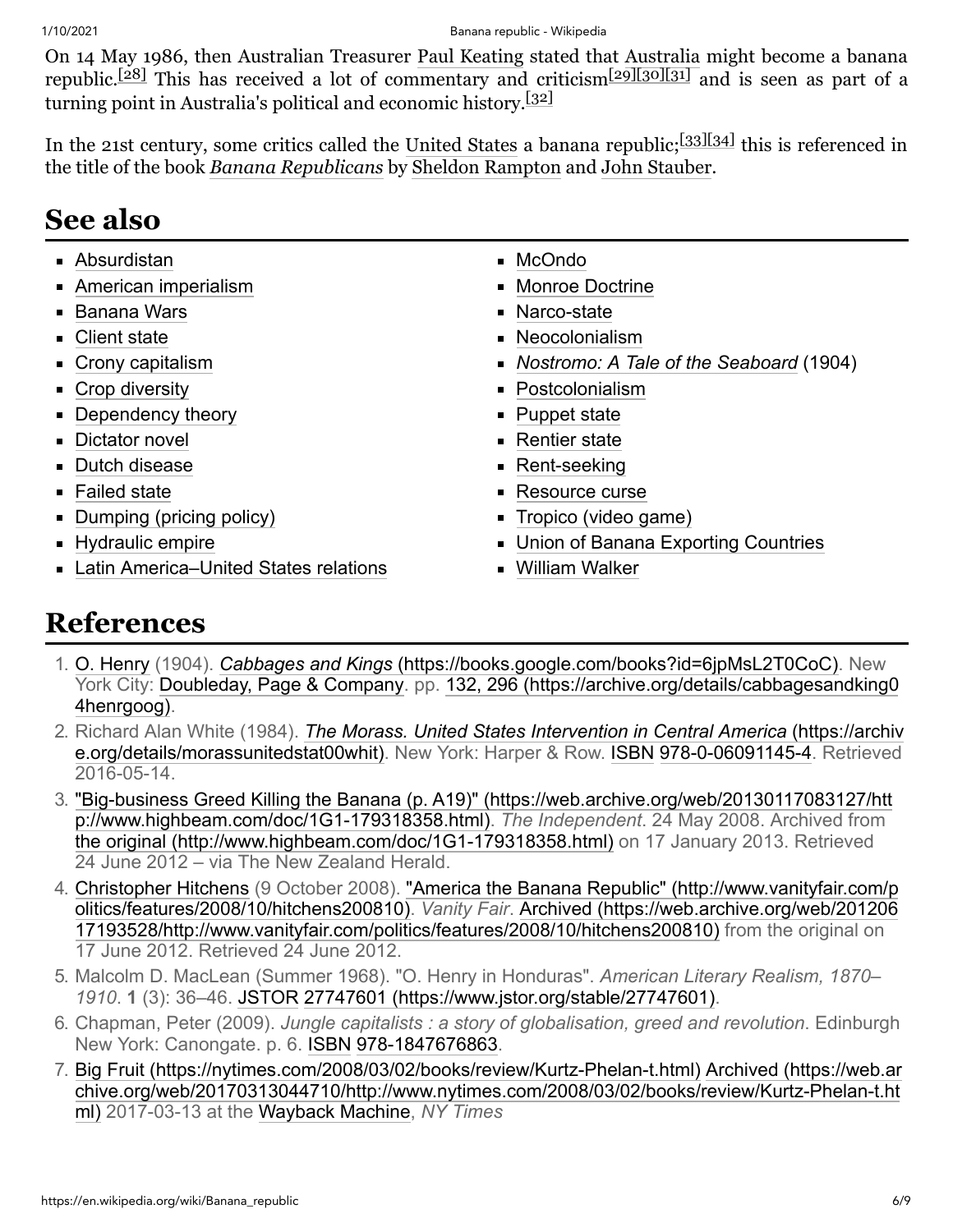On 14 May 1986, then Australian Treasurer Paul Keating stated that Australia might become a banana republic.[28] This has received a lot of commentary and criticism[29][30][31] and is seen as part of a turning point in Australia's political and economic history.[32]

In the 21st century, some critics called the United States a banana republic;[33][34] this is referenced in the title of the book *Banana Republicans* by Sheldon Rampton and John Stauber.

## See also

- Absurdistan
- American imperialism
- Banana Wars
- Client state
- Crony capitalism
- Crop diversity
- Dependency theory
- Dictator novel
- Dutch disease
- Failed state
- Dumping (pricing policy)
- Hydraulic empire
- Latin America–United States relations
- McOndo
- Monroe Doctrine
- Narco-state
- Neocolonialism
- *Nostromo: A Tale of the Seaboard* (1904)
- Postcolonialism
- Puppet state
- Rentier state
- Rent-seeking
- Resource curse
- Tropico (video game)
- Union of Banana Exporting Countries
- William Walker

## References

1. O. Henry (1904). *Cabbages and Kings* (https://books.google.com/books?id=6jpMsL2T0CoC). New York City: Doubleday, Page & Company. pp. 132, 296 (https://archive.org/details/cabbagesandking04henrgoog).
2. Richard Alan White (1984). *The Morass. United States Intervention in Central America* (https://archive.org/details/morassunitedstat00whit). New York: Harper & Row. ISBN 978-0-06091145-4. Retrieved 2016-05-14.
3. "Big-business Greed Killing the Banana (p. A19)" (https://web.archive.org/web/20130117083127/http://www.highbeam.com/doc/1G1-179318358.html). *The Independent*. 24 May 2008. Archived from the original (http://www.highbeam.com/doc/1G1-179318358.html) on 17 January 2013. Retrieved 24 June 2012 – via The New Zealand Herald.
4. Christopher Hitchens (9 October 2008). "America the Banana Republic" (http://www.vanityfair.com/politics/features/2008/10/hitchens200810). *Vanity Fair*. Archived (https://web.archive.org/web/20120617193528/http://www.vanityfair.com/politics/features/2008/10/hitchens200810) from the original on 17 June 2012. Retrieved 24 June 2012.
5. Malcolm D. MacLean (Summer 1968). "O. Henry in Honduras". *American Literary Realism, 1870–1910*. **1** (3): 36–46. JSTOR 27747601 (https://www.jstor.org/stable/27747601).
6. Chapman, Peter (2009). *Jungle capitalists : a story of globalisation, greed and revolution*. Edinburgh New York: Canongate. p. 6. ISBN 978-1847676863.
7. Big Fruit (https://nytimes.com/2008/03/02/books/review/Kurtz-Phelan-t.html) Archived (https://web.archive.org/web/20170313044710/http://www.nytimes.com/2008/03/02/books/review/Kurtz-Phelan-t.html) 2017-03-13 at the Wayback Machine, *NY Times*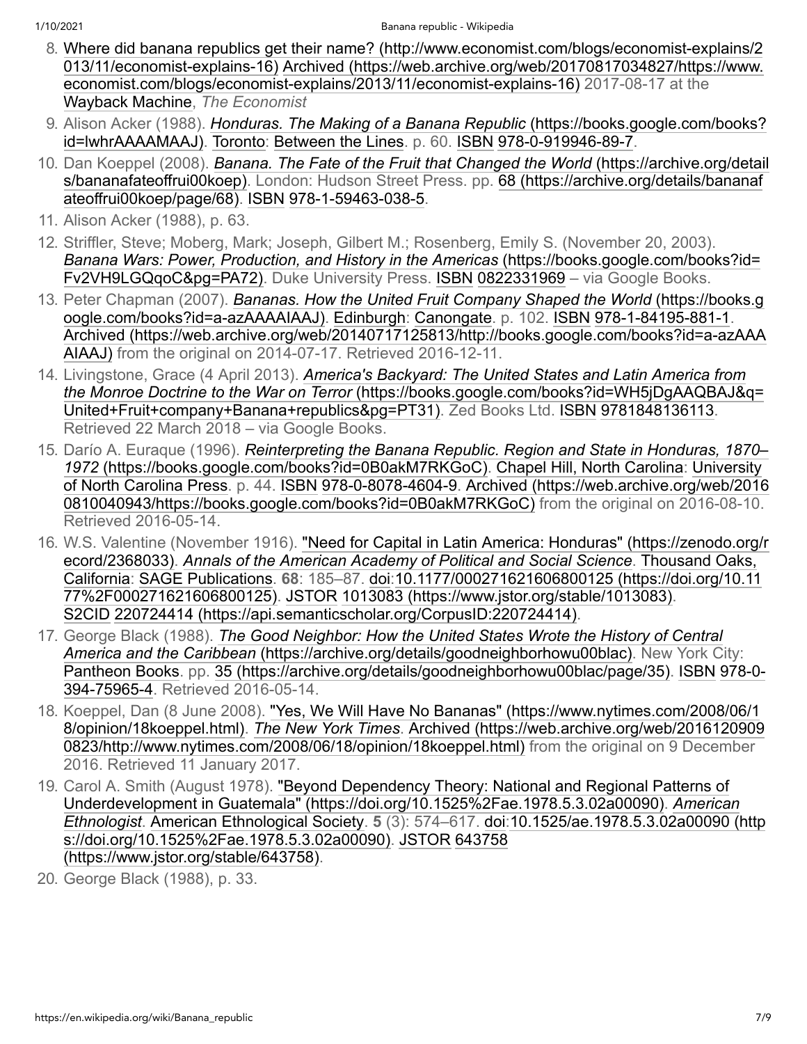8. Where did banana republics get their name? (http://www.economist.com/blogs/economist-explains/2013/11/economist-explains-16) Archived (https://web.archive.org/web/20170817034827/https://www.economist.com/blogs/economist-explains/2013/11/economist-explains-16) 2017-08-17 at the Wayback Machine, *The Economist*
9. Alison Acker (1988). *Honduras. The Making of a Banana Republic* (https://books.google.com/books?id=lwhrAAAAMAAJ). Toronto: Between the Lines. p. 60. ISBN 978-0-919946-89-7.
10. Dan Koeppel (2008). *Banana. The Fate of the Fruit that Changed the World* (https://archive.org/details/bananafateoffrui00koep). London: Hudson Street Press. pp. 68 (https://archive.org/details/bananafateoffrui00koep/page/68). ISBN 978-1-59463-038-5.
11. Alison Acker (1988), p. 63.
12. Striffler, Steve; Moberg, Mark; Joseph, Gilbert M.; Rosenberg, Emily S. (November 20, 2003). *Banana Wars: Power, Production, and History in the Americas* (https://books.google.com/books?id=Fv2VH9LGQqoC&pg=PA72). Duke University Press. ISBN 0822331969 – via Google Books.
13. Peter Chapman (2007). *Bananas. How the United Fruit Company Shaped the World* (https://books.google.com/books?id=a-azAAAAIAAJ). Edinburgh: Canongate. p. 102. ISBN 978-1-84195-881-1. Archived (https://web.archive.org/web/20140717125813/http://books.google.com/books?id=a-azAAAAIAAJ) from the original on 2014-07-17. Retrieved 2016-12-11.
14. Livingstone, Grace (4 April 2013). *America's Backyard: The United States and Latin America from the Monroe Doctrine to the War on Terror* (https://books.google.com/books?id=WH5jDgAAQBAJ&q=United+Fruit+company+Banana+republics&pg=PT31). Zed Books Ltd. ISBN 9781848136113. Retrieved 22 March 2018 – via Google Books.
15. Darío A. Euraque (1996). *Reinterpreting the Banana Republic. Region and State in Honduras, 1870–1972* (https://books.google.com/books?id=0B0akM7RKGoC). Chapel Hill, North Carolina: University of North Carolina Press. p. 44. ISBN 978-0-8078-4604-9. Archived (https://web.archive.org/web/20160810040943/https://books.google.com/books?id=0B0akM7RKGoC) from the original on 2016-08-10. Retrieved 2016-05-14.
16. W.S. Valentine (November 1916). "Need for Capital in Latin America: Honduras" (https://zenodo.org/record/2368033). *Annals of the American Academy of Political and Social Science*. Thousand Oaks, California: SAGE Publications. **68**: 185–87. doi:10.1177/000271621606800125 (https://doi.org/10.1177%2F000271621606800125). JSTOR 1013083 (https://www.jstor.org/stable/1013083). S2CID 220724414 (https://api.semanticscholar.org/CorpusID:220724414).
17. George Black (1988). *The Good Neighbor: How the United States Wrote the History of Central America and the Caribbean* (https://archive.org/details/goodneighborhowu00blac). New York City: Pantheon Books. pp. 35 (https://archive.org/details/goodneighborhowu00blac/page/35). ISBN 978-0-394-75965-4. Retrieved 2016-05-14.
18. Koeppel, Dan (8 June 2008). "Yes, We Will Have No Bananas" (https://www.nytimes.com/2008/06/18/opinion/18koeppel.html). *The New York Times*. Archived (https://web.archive.org/web/20161209090823/http://www.nytimes.com/2008/06/18/opinion/18koeppel.html) from the original on 9 December 2016. Retrieved 11 January 2017.
19. Carol A. Smith (August 1978). "Beyond Dependency Theory: National and Regional Patterns of Underdevelopment in Guatemala" (https://doi.org/10.1525%2Fae.1978.5.3.02a00090). *American Ethnologist*. American Ethnological Society. **5** (3): 574–617. doi:10.1525/ae.1978.5.3.02a00090 (https://doi.org/10.1525%2Fae.1978.5.3.02a00090). JSTOR 643758 (https://www.jstor.org/stable/643758).
20. George Black (1988), p. 33.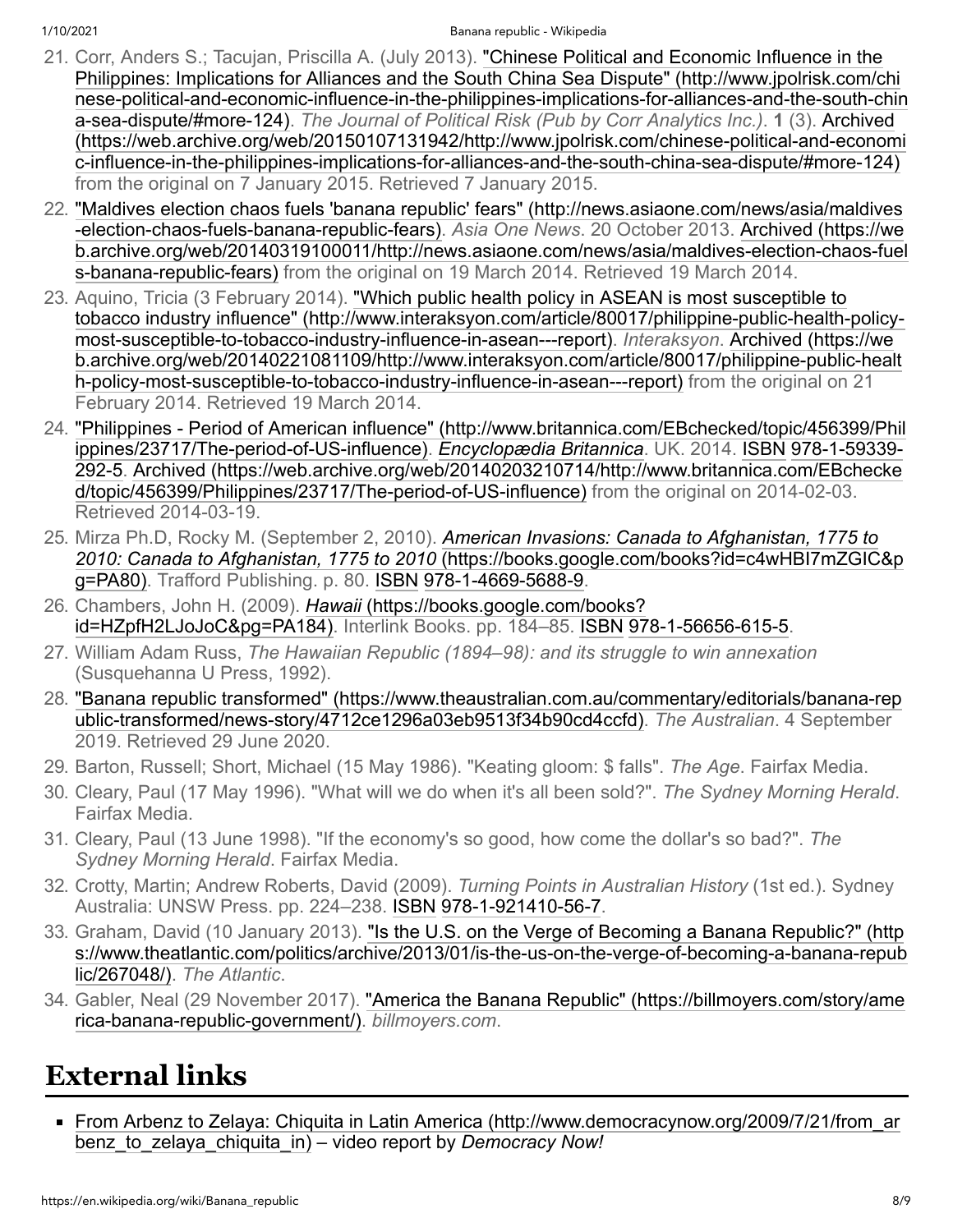21. Corr, Anders S.; Tacujan, Priscilla A. (July 2013). "Chinese Political and Economic Influence in the Philippines: Implications for Alliances and the South China Sea Dispute" (http://www.jpolrisk.com/chinese-political-and-economic-influence-in-the-philippines-implications-for-alliances-and-the-south-china-sea-dispute/#more-124). *The Journal of Political Risk (Pub by Corr Analytics Inc.)*. **1** (3). Archived (https://web.archive.org/web/20150107131942/http://www.jpolrisk.com/chinese-political-and-economic-influence-in-the-philippines-implications-for-alliances-and-the-south-china-sea-dispute/#more-124) from the original on 7 January 2015. Retrieved 7 January 2015.
22. "Maldives election chaos fuels 'banana republic' fears" (http://news.asiaone.com/news/asia/maldives-election-chaos-fuels-banana-republic-fears). *Asia One News*. 20 October 2013. Archived (https://web.archive.org/web/20140319100011/http://news.asiaone.com/news/asia/maldives-election-chaos-fuels-banana-republic-fears) from the original on 19 March 2014. Retrieved 19 March 2014.
23. Aquino, Tricia (3 February 2014). "Which public health policy in ASEAN is most susceptible to tobacco industry influence" (http://www.interaksyon.com/article/80017/philippine-public-health-policy-most-susceptible-to-tobacco-industry-influence-in-asean---report). *Interaksyon*. Archived (https://web.archive.org/web/20140221081109/http://www.interaksyon.com/article/80017/philippine-public-health-policy-most-susceptible-to-tobacco-industry-influence-in-asean---report) from the original on 21 February 2014. Retrieved 19 March 2014.
24. "Philippines - Period of American influence" (http://www.britannica.com/EBchecked/topic/456399/Philippines/23717/The-period-of-US-influence). *Encyclopædia Britannica*. UK. 2014. ISBN 978-1-59339-292-5. Archived (https://web.archive.org/web/20140203210714/http://www.britannica.com/EBchecked/topic/456399/Philippines/23717/The-period-of-US-influence) from the original on 2014-02-03. Retrieved 2014-03-19.
25. Mirza Ph.D, Rocky M. (September 2, 2010). *American Invasions: Canada to Afghanistan, 1775 to 2010: Canada to Afghanistan, 1775 to 2010* (https://books.google.com/books?id=c4wHBI7mZGIC&pg=PA80). Trafford Publishing. p. 80. ISBN 978-1-4669-5688-9.
26. Chambers, John H. (2009). *Hawaii* (https://books.google.com/books?id=HZpfH2LJoJoC&pg=PA184). Interlink Books. pp. 184–85. ISBN 978-1-56656-615-5.
27. William Adam Russ, *The Hawaiian Republic (1894–98): and its struggle to win annexation* (Susquehanna U Press, 1992).
28. "Banana republic transformed" (https://www.theaustralian.com.au/commentary/editorials/banana-republic-transformed/news-story/4712ce1296a03eb9513f34b90cd4ccfd). *The Australian*. 4 September 2019. Retrieved 29 June 2020.
29. Barton, Russell; Short, Michael (15 May 1986). "Keating gloom: $ falls". *The Age*. Fairfax Media.
30. Cleary, Paul (17 May 1996). "What will we do when it's all been sold?". *The Sydney Morning Herald*. Fairfax Media.
31. Cleary, Paul (13 June 1998). "If the economy's so good, how come the dollar's so bad?". *The Sydney Morning Herald*. Fairfax Media.
32. Crotty, Martin; Andrew Roberts, David (2009). *Turning Points in Australian History* (1st ed.). Sydney Australia: UNSW Press. pp. 224–238. ISBN 978-1-921410-56-7.
33. Graham, David (10 January 2013). "Is the U.S. on the Verge of Becoming a Banana Republic?" (https://www.theatlantic.com/politics/archive/2013/01/is-the-us-on-the-verge-of-becoming-a-banana-republic/267048/). *The Atlantic*.
34. Gabler, Neal (29 November 2017). "America the Banana Republic" (https://billmoyers.com/story/america-banana-republic-government/). *billmoyers.com*.

# External links

- From Arbenz to Zelaya: Chiquita in Latin America (http://www.democracynow.org/2009/7/21/from_arbenz_to_zelaya_chiquita_in) – video report by *Democracy Now!*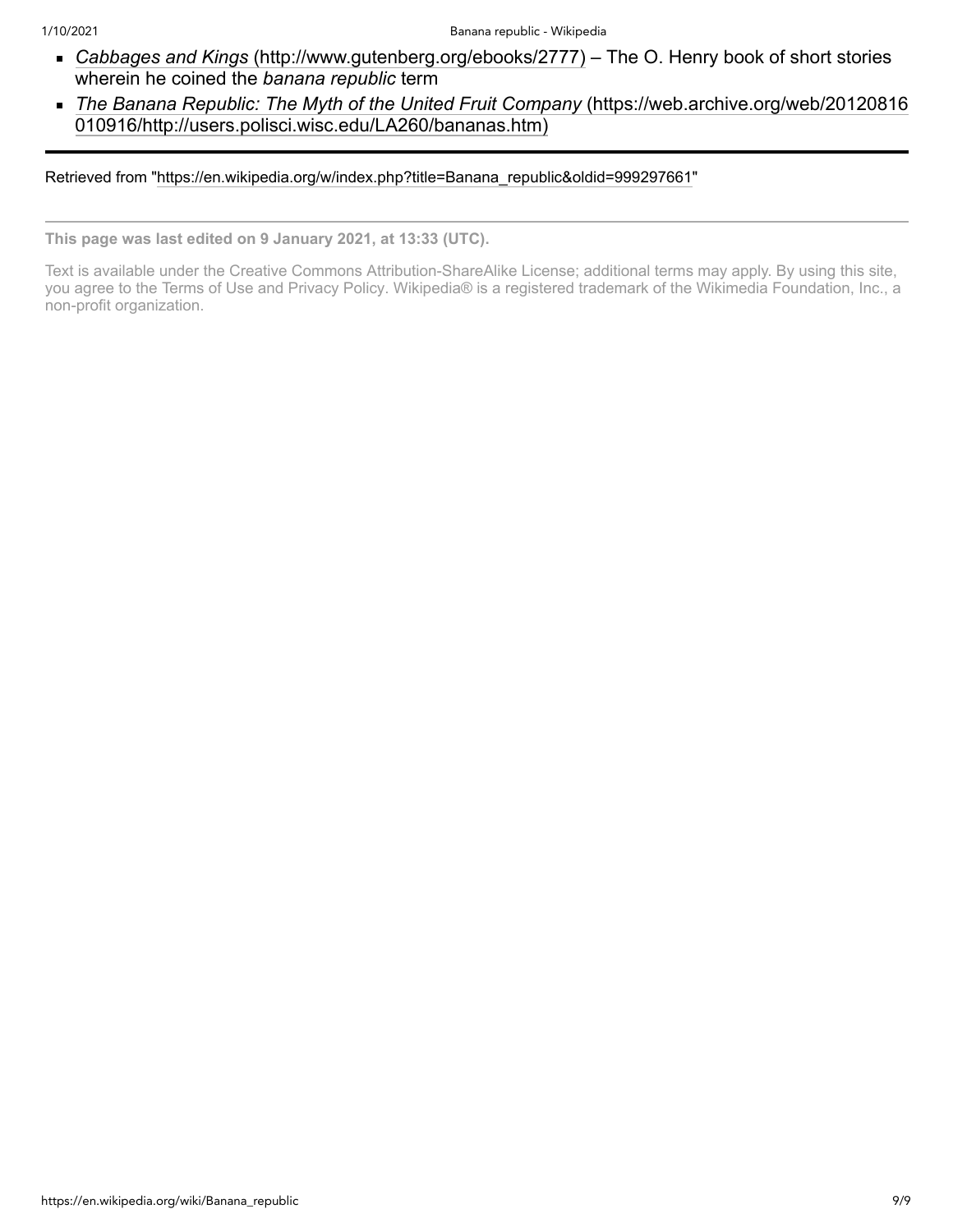- *Cabbages and Kings* (http://www.gutenberg.org/ebooks/2777) – The O. Henry book of short stories wherein he coined the *banana republic* term
- *The Banana Republic: The Myth of the United Fruit Company* (https://web.archive.org/web/20120816010916/http://users.polisci.wisc.edu/LA260/bananas.htm)

---

Retrieved from "https://en.wikipedia.org/w/index.php?title=Banana_republic&oldid=999297661"

**This page was last edited on 9 January 2021, at 13:33 (UTC).**

Text is available under the Creative Commons Attribution-ShareAlike License; additional terms may apply. By using this site, you agree to the Terms of Use and Privacy Policy. Wikipedia® is a registered trademark of the Wikimedia Foundation, Inc., a non-profit organization.